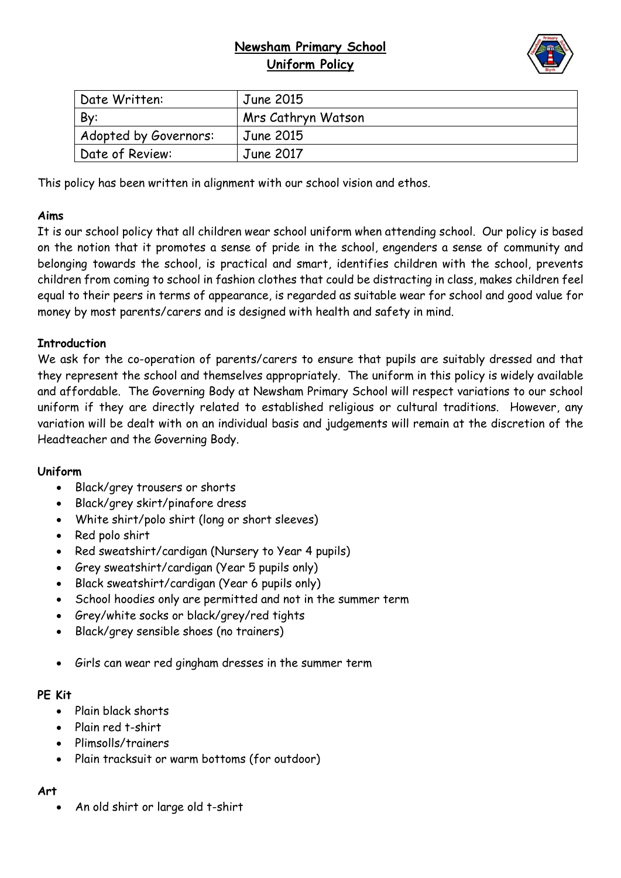# Newsham Primary School
## Uniform Policy

| Date Written: | June 2015 |
|---|---|
| By: | Mrs Cathryn Watson |
| Adopted by Governors: | June 2015 |
| Date of Review: | June 2017 |

This policy has been written in alignment with our school vision and ethos.

**Aims**

It is our school policy that all children wear school uniform when attending school. Our policy is based on the notion that it promotes a sense of pride in the school, engenders a sense of community and belonging towards the school, is practical and smart, identifies children with the school, prevents children from coming to school in fashion clothes that could be distracting in class, makes children feel equal to their peers in terms of appearance, is regarded as suitable wear for school and good value for money by most parents/carers and is designed with health and safety in mind.

**Introduction**

We ask for the co-operation of parents/carers to ensure that pupils are suitably dressed and that they represent the school and themselves appropriately. The uniform in this policy is widely available and affordable. The Governing Body at Newsham Primary School will respect variations to our school uniform if they are directly related to established religious or cultural traditions. However, any variation will be dealt with on an individual basis and judgements will remain at the discretion of the Headteacher and the Governing Body.

**Uniform**

- Black/grey trousers or shorts
- Black/grey skirt/pinafore dress
- White shirt/polo shirt (long or short sleeves)
- Red polo shirt
- Red sweatshirt/cardigan (Nursery to Year 4 pupils)
- Grey sweatshirt/cardigan (Year 5 pupils only)
- Black sweatshirt/cardigan (Year 6 pupils only)
- School hoodies only are permitted and not in the summer term
- Grey/white socks or black/grey/red tights
- Black/grey sensible shoes (no trainers)

- Girls can wear red gingham dresses in the summer term

**PE Kit**

- Plain black shorts
- Plain red t-shirt
- Plimsolls/trainers
- Plain tracksuit or warm bottoms (for outdoor)

**Art**

- An old shirt or large old t-shirt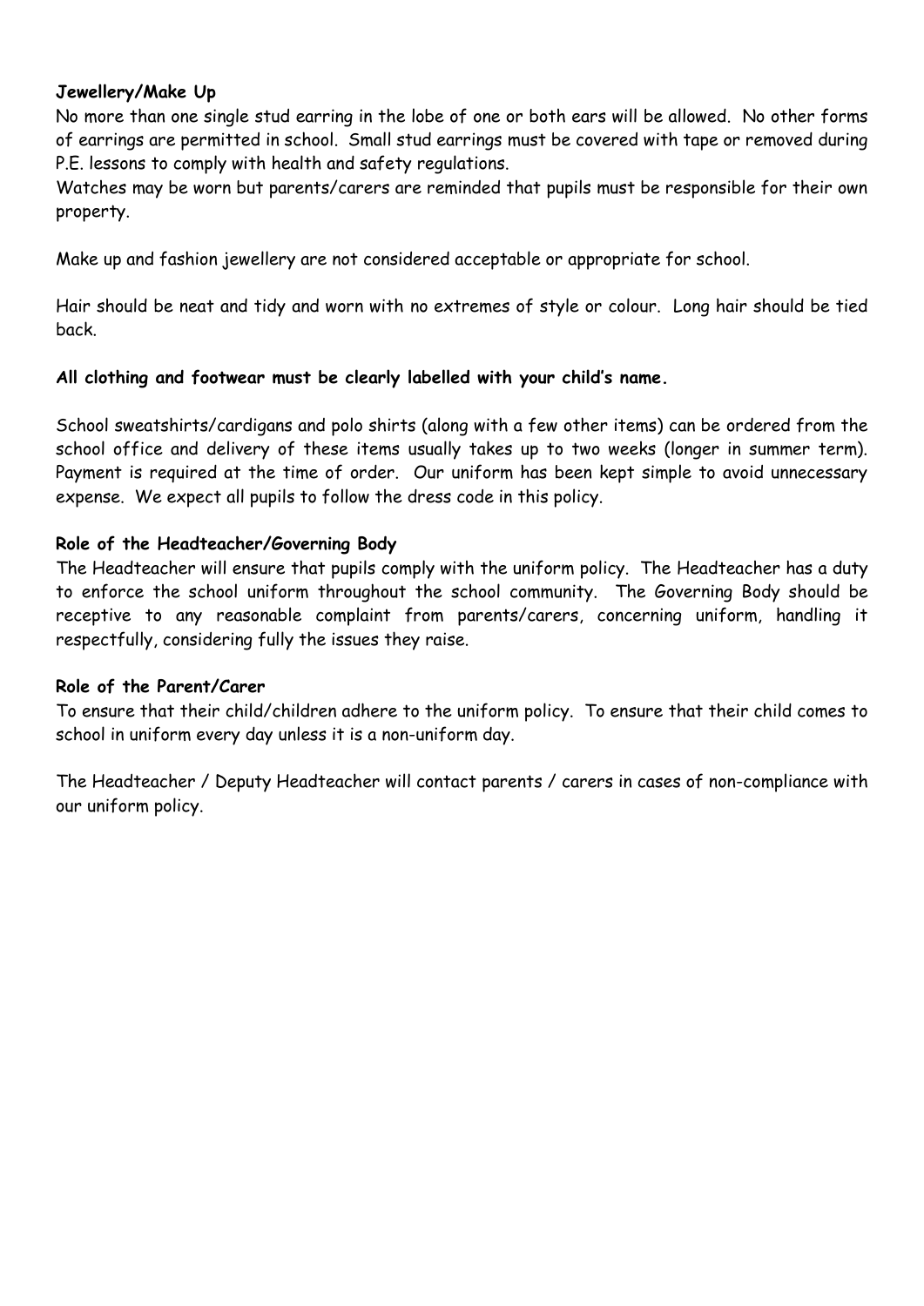**Jewellery/Make Up**

No more than one single stud earring in the lobe of one or both ears will be allowed. No other forms of earrings are permitted in school. Small stud earrings must be covered with tape or removed during P.E. lessons to comply with health and safety regulations.

Watches may be worn but parents/carers are reminded that pupils must be responsible for their own property.

Make up and fashion jewellery are not considered acceptable or appropriate for school.

Hair should be neat and tidy and worn with no extremes of style or colour. Long hair should be tied back.

**All clothing and footwear must be clearly labelled with your child's name.**

School sweatshirts/cardigans and polo shirts (along with a few other items) can be ordered from the school office and delivery of these items usually takes up to two weeks (longer in summer term). Payment is required at the time of order. Our uniform has been kept simple to avoid unnecessary expense. We expect all pupils to follow the dress code in this policy.

**Role of the Headteacher/Governing Body**

The Headteacher will ensure that pupils comply with the uniform policy. The Headteacher has a duty to enforce the school uniform throughout the school community. The Governing Body should be receptive to any reasonable complaint from parents/carers, concerning uniform, handling it respectfully, considering fully the issues they raise.

**Role of the Parent/Carer**

To ensure that their child/children adhere to the uniform policy. To ensure that their child comes to school in uniform every day unless it is a non-uniform day.

The Headteacher / Deputy Headteacher will contact parents / carers in cases of non-compliance with our uniform policy.